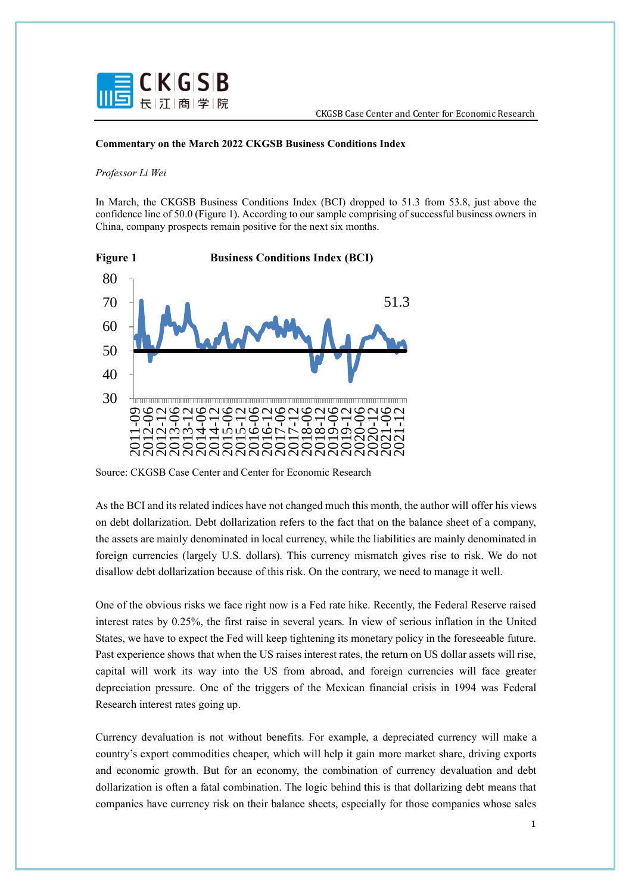**Commentary on the March 2022 CKGSB Business Conditions Index**

*Professor Li Wei*

In March, the CKGSB Business Conditions Index (BCI) dropped to 51.3 from 53.8, just above the confidence line of 50.0 (Figure 1). According to our sample comprising of successful business owners in China, company prospects remain positive for the next six months.

**Figure 1** **Business Conditions Index (BCI)**

Source: CKGSB Case Center and Center for Economic Research

As the BCI and its related indices have not changed much this month, the author will offer his views on debt dollarization. Debt dollarization refers to the fact that on the balance sheet of a company, the assets are mainly denominated in local currency, while the liabilities are mainly denominated in foreign currencies (largely U.S. dollars). This currency mismatch gives rise to risk. We do not disallow debt dollarization because of this risk. On the contrary, we need to manage it well.

One of the obvious risks we face right now is a Fed rate hike. Recently, the Federal Reserve raised interest rates by 0.25%, the first raise in several years. In view of serious inflation in the United States, we have to expect the Fed will keep tightening its monetary policy in the foreseeable future. Past experience shows that when the US raises interest rates, the return on US dollar assets will rise, capital will work its way into the US from abroad, and foreign currencies will face greater depreciation pressure. One of the triggers of the Mexican financial crisis in 1994 was Federal Research interest rates going up.

Currency devaluation is not without benefits. For example, a depreciated currency will make a country's export commodities cheaper, which will help it gain more market share, driving exports and economic growth. But for an economy, the combination of currency devaluation and debt dollarization is often a fatal combination. The logic behind this is that dollarizing debt means that companies have currency risk on their balance sheets, especially for those companies whose sales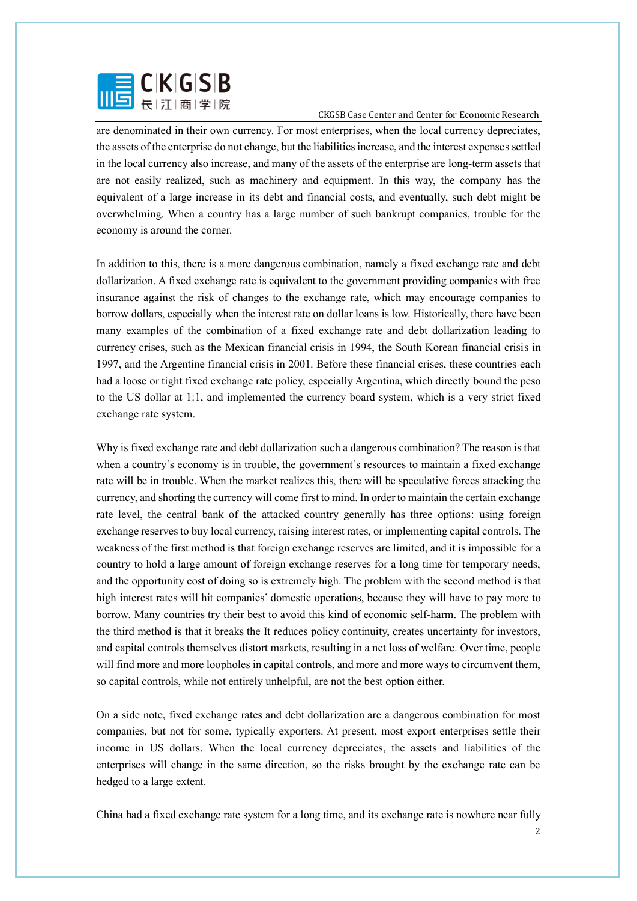are denominated in their own currency. For most enterprises, when the local currency depreciates, the assets of the enterprise do not change, but the liabilities increase, and the interest expenses settled in the local currency also increase, and many of the assets of the enterprise are long-term assets that are not easily realized, such as machinery and equipment. In this way, the company has the equivalent of a large increase in its debt and financial costs, and eventually, such debt might be overwhelming. When a country has a large number of such bankrupt companies, trouble for the economy is around the corner.

In addition to this, there is a more dangerous combination, namely a fixed exchange rate and debt dollarization. A fixed exchange rate is equivalent to the government providing companies with free insurance against the risk of changes to the exchange rate, which may encourage companies to borrow dollars, especially when the interest rate on dollar loans is low. Historically, there have been many examples of the combination of a fixed exchange rate and debt dollarization leading to currency crises, such as the Mexican financial crisis in 1994, the South Korean financial crisis in 1997, and the Argentine financial crisis in 2001. Before these financial crises, these countries each had a loose or tight fixed exchange rate policy, especially Argentina, which directly bound the peso to the US dollar at 1:1, and implemented the currency board system, which is a very strict fixed exchange rate system.

Why is fixed exchange rate and debt dollarization such a dangerous combination? The reason is that when a country's economy is in trouble, the government's resources to maintain a fixed exchange rate will be in trouble. When the market realizes this, there will be speculative forces attacking the currency, and shorting the currency will come first to mind. In order to maintain the certain exchange rate level, the central bank of the attacked country generally has three options: using foreign exchange reserves to buy local currency, raising interest rates, or implementing capital controls. The weakness of the first method is that foreign exchange reserves are limited, and it is impossible for a country to hold a large amount of foreign exchange reserves for a long time for temporary needs, and the opportunity cost of doing so is extremely high. The problem with the second method is that high interest rates will hit companies' domestic operations, because they will have to pay more to borrow. Many countries try their best to avoid this kind of economic self-harm. The problem with the third method is that it breaks the It reduces policy continuity, creates uncertainty for investors, and capital controls themselves distort markets, resulting in a net loss of welfare. Over time, people will find more and more loopholes in capital controls, and more and more ways to circumvent them, so capital controls, while not entirely unhelpful, are not the best option either.

On a side note, fixed exchange rates and debt dollarization are a dangerous combination for most companies, but not for some, typically exporters. At present, most export enterprises settle their income in US dollars. When the local currency depreciates, the assets and liabilities of the enterprises will change in the same direction, so the risks brought by the exchange rate can be hedged to a large extent.

China had a fixed exchange rate system for a long time, and its exchange rate is nowhere near fully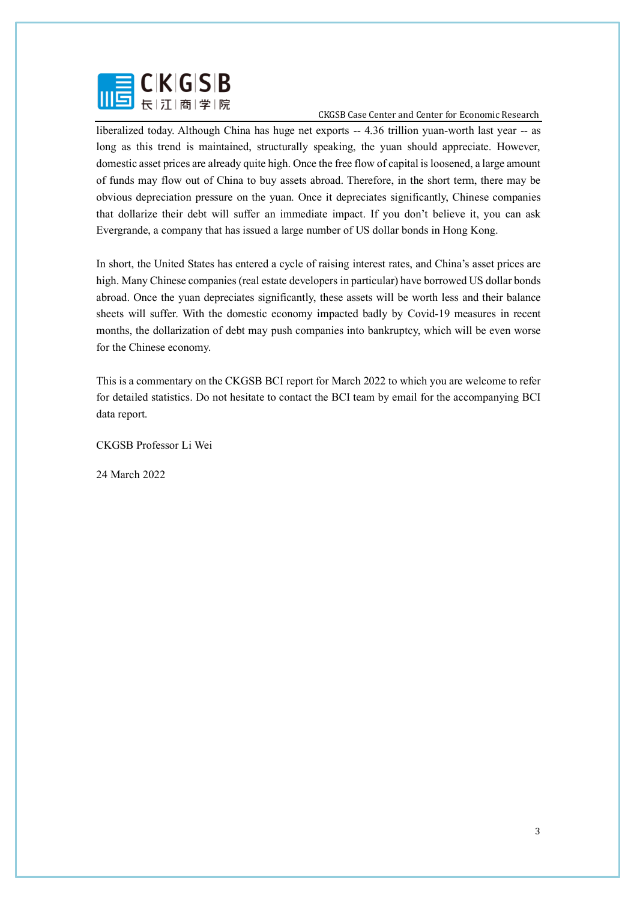liberalized today. Although China has huge net exports -- 4.36 trillion yuan-worth last year -- as long as this trend is maintained, structurally speaking, the yuan should appreciate. However, domestic asset prices are already quite high. Once the free flow of capital is loosened, a large amount of funds may flow out of China to buy assets abroad. Therefore, in the short term, there may be obvious depreciation pressure on the yuan. Once it depreciates significantly, Chinese companies that dollarize their debt will suffer an immediate impact. If you don't believe it, you can ask Evergrande, a company that has issued a large number of US dollar bonds in Hong Kong.

In short, the United States has entered a cycle of raising interest rates, and China's asset prices are high. Many Chinese companies (real estate developers in particular) have borrowed US dollar bonds abroad. Once the yuan depreciates significantly, these assets will be worth less and their balance sheets will suffer. With the domestic economy impacted badly by Covid-19 measures in recent months, the dollarization of debt may push companies into bankruptcy, which will be even worse for the Chinese economy.

This is a commentary on the CKGSB BCI report for March 2022 to which you are welcome to refer for detailed statistics. Do not hesitate to contact the BCI team by email for the accompanying BCI data report.

CKGSB Professor Li Wei

24 March 2022